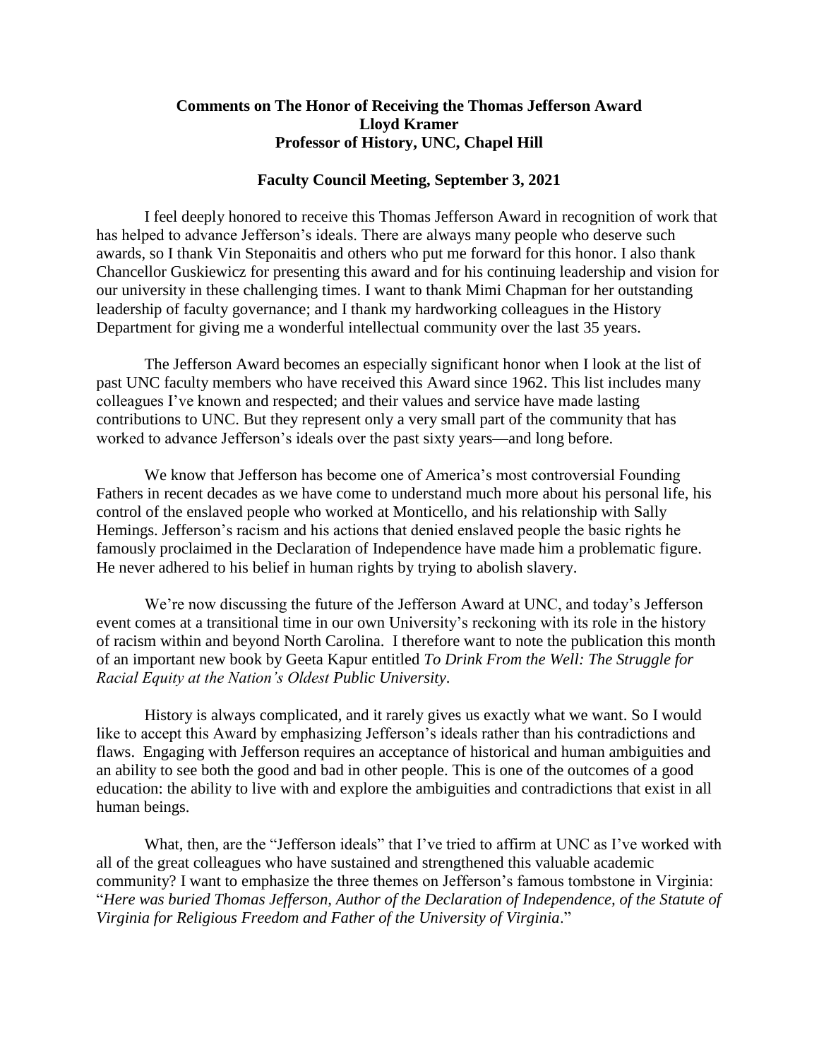**Comments on The Honor of Receiving the Thomas Jefferson Award**
**Lloyd Kramer**
**Professor of History, UNC, Chapel Hill**

**Faculty Council Meeting, September 3, 2021**

I feel deeply honored to receive this Thomas Jefferson Award in recognition of work that has helped to advance Jefferson's ideals. There are always many people who deserve such awards, so I thank Vin Steponaitis and others who put me forward for this honor. I also thank Chancellor Guskiewicz for presenting this award and for his continuing leadership and vision for our university in these challenging times. I want to thank Mimi Chapman for her outstanding leadership of faculty governance; and I thank my hardworking colleagues in the History Department for giving me a wonderful intellectual community over the last 35 years.

The Jefferson Award becomes an especially significant honor when I look at the list of past UNC faculty members who have received this Award since 1962. This list includes many colleagues I've known and respected; and their values and service have made lasting contributions to UNC. But they represent only a very small part of the community that has worked to advance Jefferson's ideals over the past sixty years—and long before.

We know that Jefferson has become one of America's most controversial Founding Fathers in recent decades as we have come to understand much more about his personal life, his control of the enslaved people who worked at Monticello, and his relationship with Sally Hemings. Jefferson's racism and his actions that denied enslaved people the basic rights he famously proclaimed in the Declaration of Independence have made him a problematic figure. He never adhered to his belief in human rights by trying to abolish slavery.

We're now discussing the future of the Jefferson Award at UNC, and today's Jefferson event comes at a transitional time in our own University's reckoning with its role in the history of racism within and beyond North Carolina. I therefore want to note the publication this month of an important new book by Geeta Kapur entitled *To Drink From the Well: The Struggle for Racial Equity at the Nation's Oldest Public University*.

History is always complicated, and it rarely gives us exactly what we want. So I would like to accept this Award by emphasizing Jefferson's ideals rather than his contradictions and flaws. Engaging with Jefferson requires an acceptance of historical and human ambiguities and an ability to see both the good and bad in other people. This is one of the outcomes of a good education: the ability to live with and explore the ambiguities and contradictions that exist in all human beings.

What, then, are the "Jefferson ideals" that I've tried to affirm at UNC as I've worked with all of the great colleagues who have sustained and strengthened this valuable academic community? I want to emphasize the three themes on Jefferson's famous tombstone in Virginia: "*Here was buried Thomas Jefferson, Author of the Declaration of Independence, of the Statute of Virginia for Religious Freedom and Father of the University of Virginia*."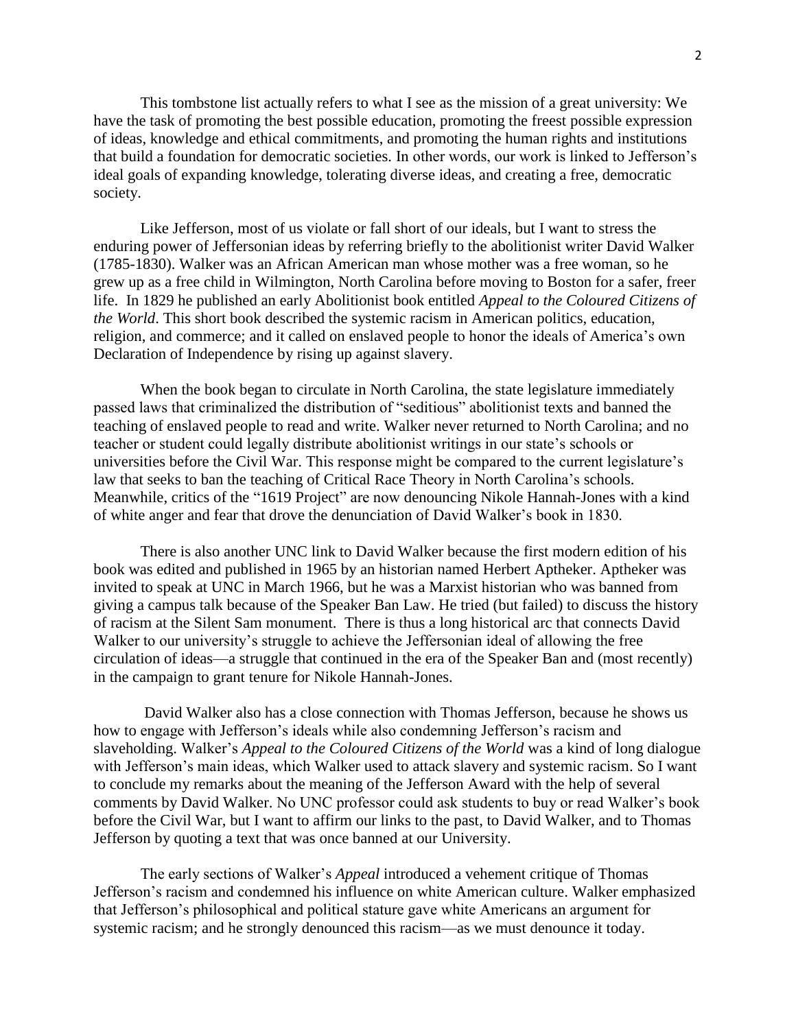This tombstone list actually refers to what I see as the mission of a great university: We have the task of promoting the best possible education, promoting the freest possible expression of ideas, knowledge and ethical commitments, and promoting the human rights and institutions that build a foundation for democratic societies. In other words, our work is linked to Jefferson's ideal goals of expanding knowledge, tolerating diverse ideas, and creating a free, democratic society.

Like Jefferson, most of us violate or fall short of our ideals, but I want to stress the enduring power of Jeffersonian ideas by referring briefly to the abolitionist writer David Walker (1785-1830). Walker was an African American man whose mother was a free woman, so he grew up as a free child in Wilmington, North Carolina before moving to Boston for a safer, freer life. In 1829 he published an early Abolitionist book entitled *Appeal to the Coloured Citizens of the World*. This short book described the systemic racism in American politics, education, religion, and commerce; and it called on enslaved people to honor the ideals of America's own Declaration of Independence by rising up against slavery.

When the book began to circulate in North Carolina, the state legislature immediately passed laws that criminalized the distribution of "seditious" abolitionist texts and banned the teaching of enslaved people to read and write. Walker never returned to North Carolina; and no teacher or student could legally distribute abolitionist writings in our state's schools or universities before the Civil War. This response might be compared to the current legislature's law that seeks to ban the teaching of Critical Race Theory in North Carolina's schools. Meanwhile, critics of the "1619 Project" are now denouncing Nikole Hannah-Jones with a kind of white anger and fear that drove the denunciation of David Walker's book in 1830.

There is also another UNC link to David Walker because the first modern edition of his book was edited and published in 1965 by an historian named Herbert Aptheker. Aptheker was invited to speak at UNC in March 1966, but he was a Marxist historian who was banned from giving a campus talk because of the Speaker Ban Law. He tried (but failed) to discuss the history of racism at the Silent Sam monument. There is thus a long historical arc that connects David Walker to our university's struggle to achieve the Jeffersonian ideal of allowing the free circulation of ideas—a struggle that continued in the era of the Speaker Ban and (most recently) in the campaign to grant tenure for Nikole Hannah-Jones.

David Walker also has a close connection with Thomas Jefferson, because he shows us how to engage with Jefferson's ideals while also condemning Jefferson's racism and slaveholding. Walker's *Appeal to the Coloured Citizens of the World* was a kind of long dialogue with Jefferson's main ideas, which Walker used to attack slavery and systemic racism. So I want to conclude my remarks about the meaning of the Jefferson Award with the help of several comments by David Walker. No UNC professor could ask students to buy or read Walker's book before the Civil War, but I want to affirm our links to the past, to David Walker, and to Thomas Jefferson by quoting a text that was once banned at our University.

The early sections of Walker's *Appeal* introduced a vehement critique of Thomas Jefferson's racism and condemned his influence on white American culture. Walker emphasized that Jefferson's philosophical and political stature gave white Americans an argument for systemic racism; and he strongly denounced this racism—as we must denounce it today.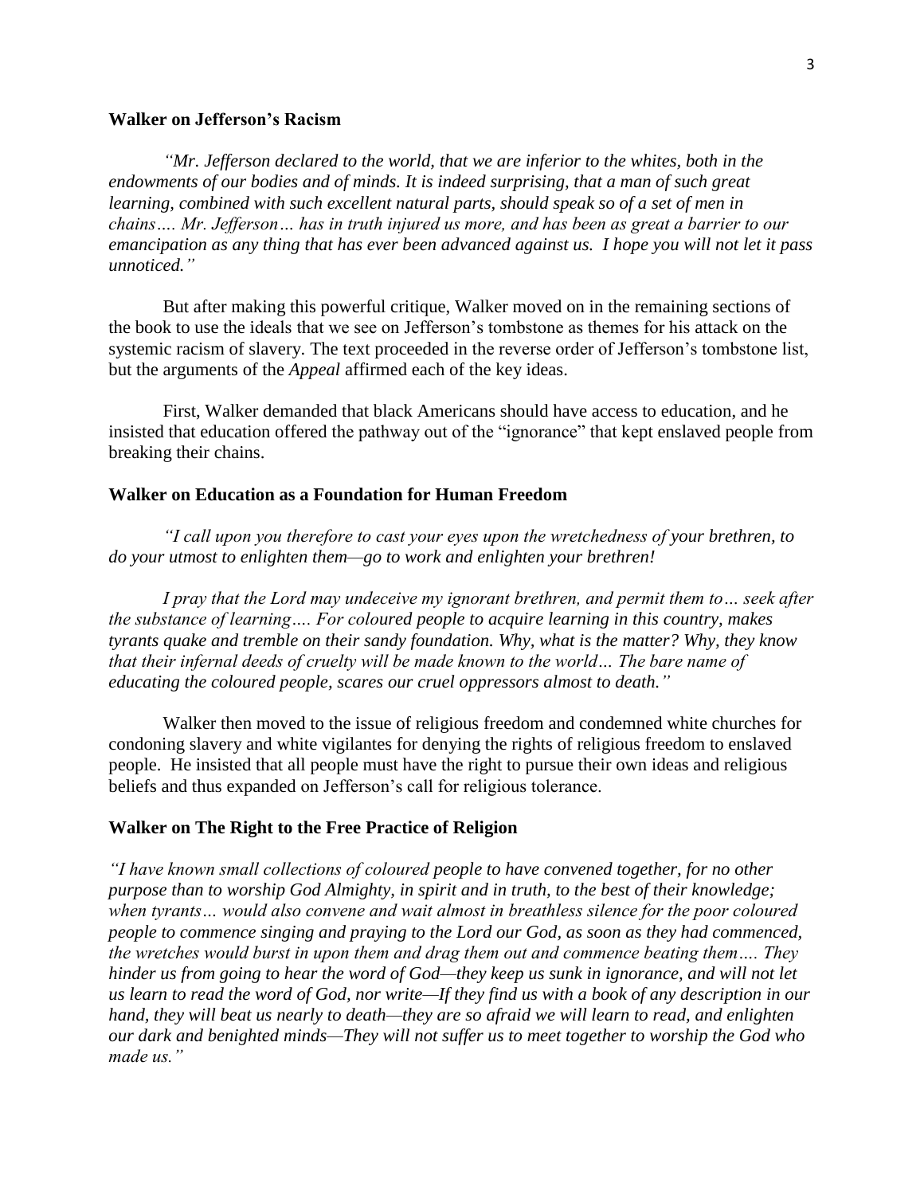**Walker on Jefferson's Racism**

*"Mr. Jefferson declared to the world, that we are inferior to the whites, both in the endowments of our bodies and of minds. It is indeed surprising, that a man of such great learning, combined with such excellent natural parts, should speak so of a set of men in chains…. Mr. Jefferson… has in truth injured us more, and has been as great a barrier to our emancipation as any thing that has ever been advanced against us. I hope you will not let it pass unnoticed."*

But after making this powerful critique, Walker moved on in the remaining sections of the book to use the ideals that we see on Jefferson's tombstone as themes for his attack on the systemic racism of slavery. The text proceeded in the reverse order of Jefferson's tombstone list, but the arguments of the *Appeal* affirmed each of the key ideas.

First, Walker demanded that black Americans should have access to education, and he insisted that education offered the pathway out of the "ignorance" that kept enslaved people from breaking their chains.

**Walker on Education as a Foundation for Human Freedom**

*"I call upon you therefore to cast your eyes upon the wretchedness of your brethren, to do your utmost to enlighten them—go to work and enlighten your brethren!*

*I pray that the Lord may undeceive my ignorant brethren, and permit them to… seek after the substance of learning…. For coloured people to acquire learning in this country, makes tyrants quake and tremble on their sandy foundation. Why, what is the matter? Why, they know that their infernal deeds of cruelty will be made known to the world… The bare name of educating the coloured people, scares our cruel oppressors almost to death."*

Walker then moved to the issue of religious freedom and condemned white churches for condoning slavery and white vigilantes for denying the rights of religious freedom to enslaved people. He insisted that all people must have the right to pursue their own ideas and religious beliefs and thus expanded on Jefferson's call for religious tolerance.

**Walker on The Right to the Free Practice of Religion**

*"I have known small collections of coloured people to have convened together, for no other purpose than to worship God Almighty, in spirit and in truth, to the best of their knowledge; when tyrants… would also convene and wait almost in breathless silence for the poor coloured people to commence singing and praying to the Lord our God, as soon as they had commenced, the wretches would burst in upon them and drag them out and commence beating them…. They hinder us from going to hear the word of God—they keep us sunk in ignorance, and will not let us learn to read the word of God, nor write—If they find us with a book of any description in our hand, they will beat us nearly to death—they are so afraid we will learn to read, and enlighten our dark and benighted minds—They will not suffer us to meet together to worship the God who made us."*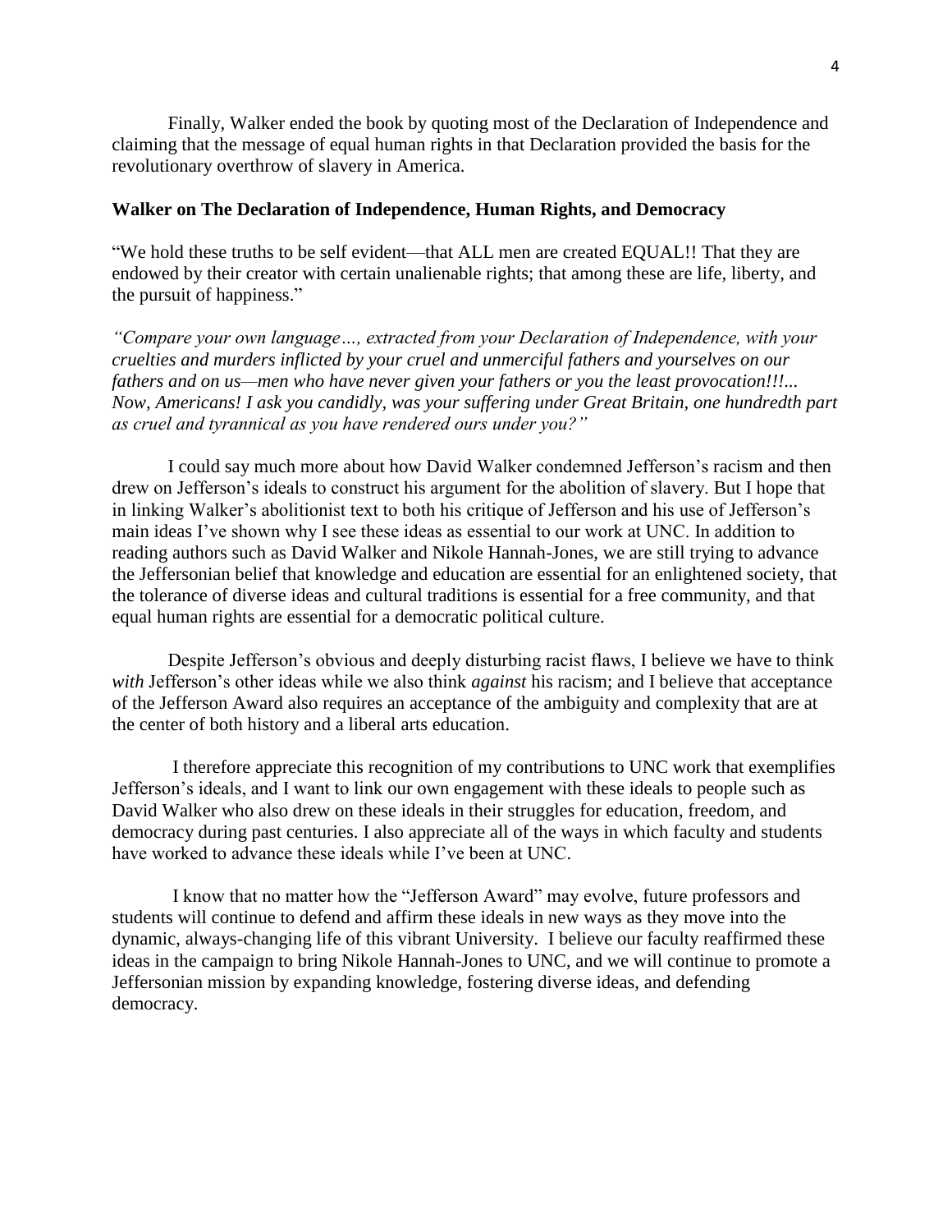Finally, Walker ended the book by quoting most of the Declaration of Independence and claiming that the message of equal human rights in that Declaration provided the basis for the revolutionary overthrow of slavery in America.

**Walker on The Declaration of Independence, Human Rights, and Democracy**

"We hold these truths to be self evident—that ALL men are created EQUAL!! That they are endowed by their creator with certain unalienable rights; that among these are life, liberty, and the pursuit of happiness."

*"Compare your own language…, extracted from your Declaration of Independence, with your cruelties and murders inflicted by your cruel and unmerciful fathers and yourselves on our fathers and on us—men who have never given your fathers or you the least provocation!!!... Now, Americans! I ask you candidly, was your suffering under Great Britain, one hundredth part as cruel and tyrannical as you have rendered ours under you?"*

I could say much more about how David Walker condemned Jefferson's racism and then drew on Jefferson's ideals to construct his argument for the abolition of slavery. But I hope that in linking Walker's abolitionist text to both his critique of Jefferson and his use of Jefferson's main ideas I've shown why I see these ideas as essential to our work at UNC. In addition to reading authors such as David Walker and Nikole Hannah-Jones, we are still trying to advance the Jeffersonian belief that knowledge and education are essential for an enlightened society, that the tolerance of diverse ideas and cultural traditions is essential for a free community, and that equal human rights are essential for a democratic political culture.

Despite Jefferson's obvious and deeply disturbing racist flaws, I believe we have to think *with* Jefferson's other ideas while we also think *against* his racism; and I believe that acceptance of the Jefferson Award also requires an acceptance of the ambiguity and complexity that are at the center of both history and a liberal arts education.

I therefore appreciate this recognition of my contributions to UNC work that exemplifies Jefferson's ideals, and I want to link our own engagement with these ideals to people such as David Walker who also drew on these ideals in their struggles for education, freedom, and democracy during past centuries. I also appreciate all of the ways in which faculty and students have worked to advance these ideals while I've been at UNC.

I know that no matter how the "Jefferson Award" may evolve, future professors and students will continue to defend and affirm these ideals in new ways as they move into the dynamic, always-changing life of this vibrant University. I believe our faculty reaffirmed these ideas in the campaign to bring Nikole Hannah-Jones to UNC, and we will continue to promote a Jeffersonian mission by expanding knowledge, fostering diverse ideas, and defending democracy.